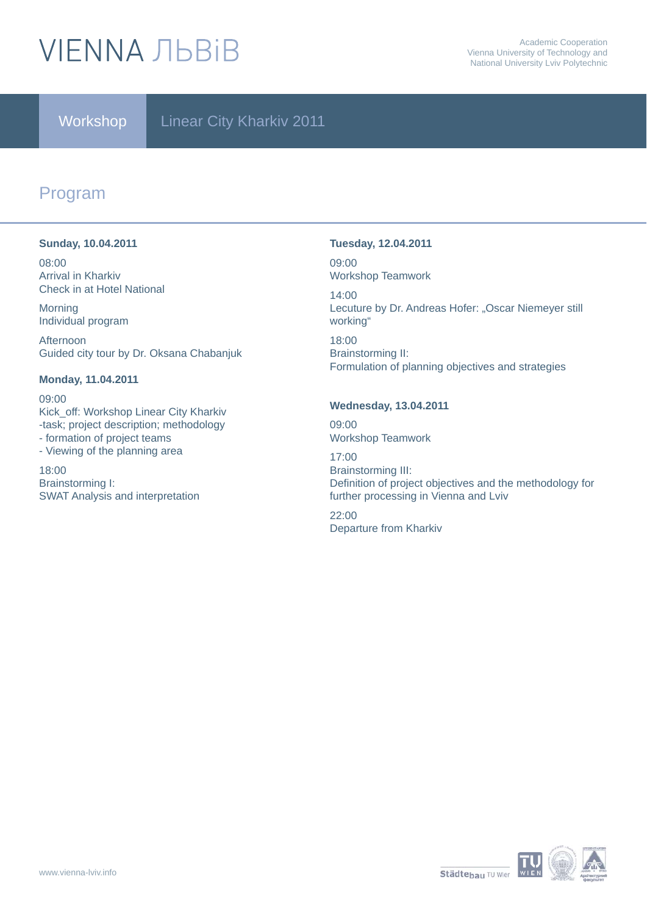# VIENNA ЛЬВіВ

Academic Cooperation
Vienna University of Technology and
National University Lviv Polytechnic

Workshop | Linear City Kharkiv 2011

## Program

**Sunday, 10.04.2011**

08:00
Arrival in Kharkiv
Check in at Hotel National

Morning
Individual program

Afternoon
Guided city tour by Dr. Oksana Chabanjuk

**Monday, 11.04.2011**

09:00
Kick_off: Workshop Linear City Kharkiv
-task; project description; methodology
- formation of project teams
- Viewing of the planning area

18:00
Brainstorming I:
SWAT Analysis and interpretation

**Tuesday, 12.04.2011**

09:00
Workshop Teamwork

14:00
Lecuture by Dr. Andreas Hofer: „Oscar Niemeyer still working"

18:00
Brainstorming II:
Formulation of planning objectives and strategies

**Wednesday, 13.04.2011**

09:00
Workshop Teamwork

17:00
Brainstorming III:
Definition of project objectives and the methodology for further processing in Vienna and Lviv

22:00
Departure from Kharkiv

www.vienna-lviv.info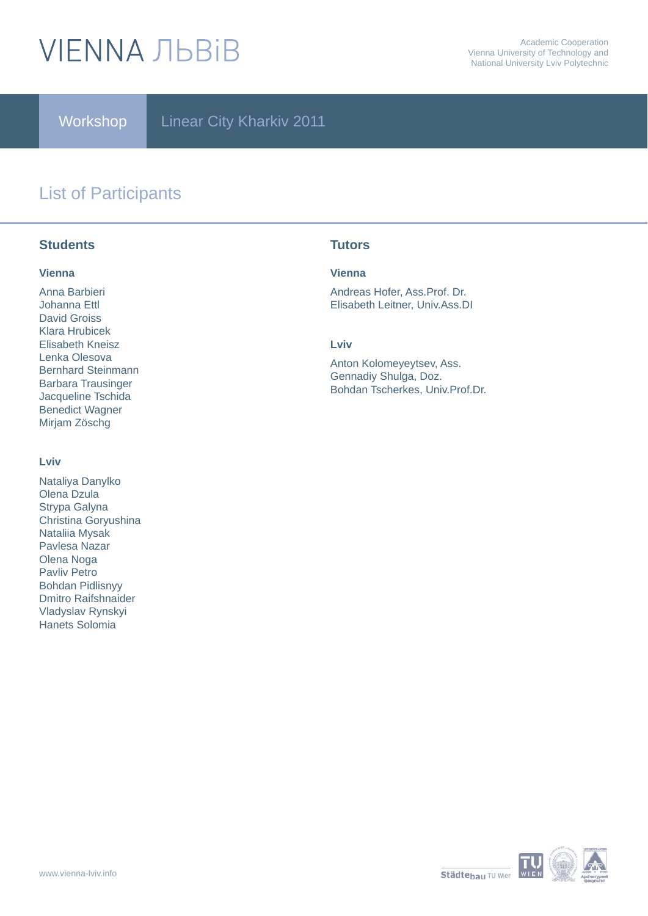# VIENNA ЛЬВІВ

Academic Cooperation
Vienna University of Technology and
National University Lviv Polytechnic

**Workshop** Linear City Kharkiv 2011

## List of Participants

### Students

#### Vienna

Anna Barbieri
Johanna Ettl
David Groiss
Klara Hrubicek
Elisabeth Kneisz
Lenka Olesova
Bernhard Steinmann
Barbara Trausinger
Jacqueline Tschida
Benedict Wagner
Mirjam Zöschg

#### Lviv

Nataliya Danylko
Olena Dzula
Strypa Galyna
Christina Goryushina
Nataliia Mysak
Pavlesa Nazar
Olena Noga
Pavliv Petro
Bohdan Pidlisnyy
Dmitro Raifshnaider
Vladyslav Rynskyi
Hanets Solomia

### Tutors

#### Vienna

Andreas Hofer, Ass.Prof. Dr.
Elisabeth Leitner, Univ.Ass.DI

#### Lviv

Anton Kolomeyeytsev, Ass.
Gennadiy Shulga, Doz.
Bohdan Tscherkes, Univ.Prof.Dr.

www.vienna-lviv.info